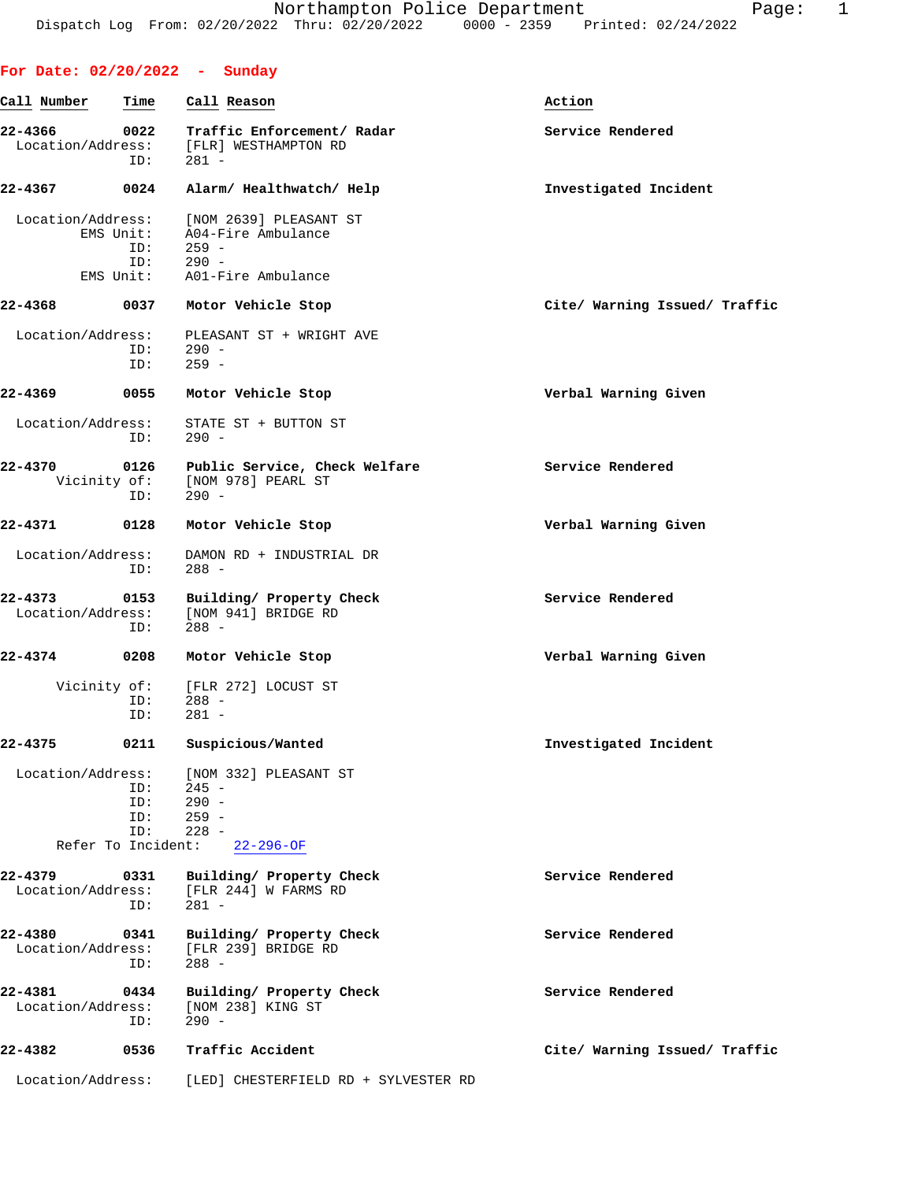For Date: 02/20/2022 - Sunday

| Call Number | Time | Call Reason | Action |
|---|---|---|---|
| 22-4366 | 0022 | Traffic Enforcement/ Radar | Service Rendered |
| | | Location/Address: [FLR] WESTHAMPTON RD | |
| | | ID: 281 - | |
| 22-4367 | 0024 | Alarm/ Healthwatch/ Help | Investigated Incident |
| | | Location/Address: [NOM 2639] PLEASANT ST | |
| | | EMS Unit: A04-Fire Ambulance | |
| | | ID: 259 - | |
| | | ID: 290 - | |
| | | EMS Unit: A01-Fire Ambulance | |
| 22-4368 | 0037 | Motor Vehicle Stop | Cite/ Warning Issued/ Traffic |
| | | Location/Address: PLEASANT ST + WRIGHT AVE | |
| | | ID: 290 - | |
| | | ID: 259 - | |
| 22-4369 | 0055 | Motor Vehicle Stop | Verbal Warning Given |
| | | Location/Address: STATE ST + BUTTON ST | |
| | | ID: 290 - | |
| 22-4370 | 0126 | Public Service, Check Welfare | Service Rendered |
| | | Vicinity of: [NOM 978] PEARL ST | |
| | | ID: 290 - | |
| 22-4371 | 0128 | Motor Vehicle Stop | Verbal Warning Given |
| | | Location/Address: DAMON RD + INDUSTRIAL DR | |
| | | ID: 288 - | |
| 22-4373 | 0153 | Building/ Property Check | Service Rendered |
| | | Location/Address: [NOM 941] BRIDGE RD | |
| | | ID: 288 - | |
| 22-4374 | 0208 | Motor Vehicle Stop | Verbal Warning Given |
| | | Vicinity of: [FLR 272] LOCUST ST | |
| | | ID: 288 - | |
| | | ID: 281 - | |
| 22-4375 | 0211 | Suspicious/Wanted | Investigated Incident |
| | | Location/Address: [NOM 332] PLEASANT ST | |
| | | ID: 245 - | |
| | | ID: 290 - | |
| | | ID: 259 - | |
| | | ID: 228 - | |
| | | Refer To Incident: 22-296-OF | |
| 22-4379 | 0331 | Building/ Property Check | Service Rendered |
| | | Location/Address: [FLR 244] W FARMS RD | |
| | | ID: 281 - | |
| 22-4380 | 0341 | Building/ Property Check | Service Rendered |
| | | Location/Address: [FLR 239] BRIDGE RD | |
| | | ID: 288 - | |
| 22-4381 | 0434 | Building/ Property Check | Service Rendered |
| | | Location/Address: [NOM 238] KING ST | |
| | | ID: 290 - | |
| 22-4382 | 0536 | Traffic Accident | Cite/ Warning Issued/ Traffic |
| | | Location/Address: [LED] CHESTERFIELD RD + SYLVESTER RD | |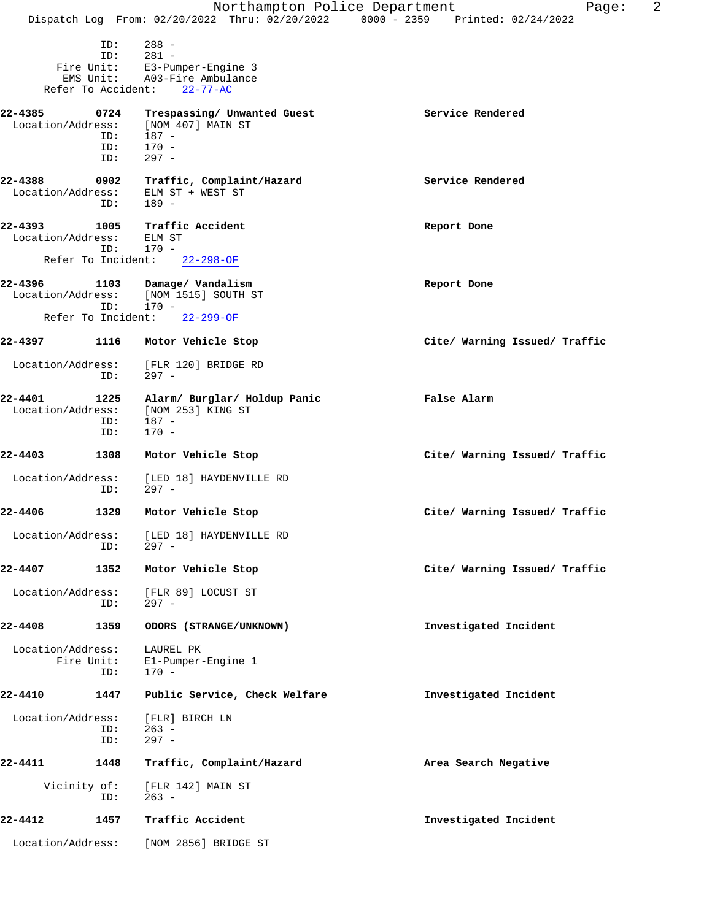```
              ID:    288 -
              ID:    281 -
       Fire Unit:    E3-Pumper-Engine 3
        EMS Unit:    A03-Fire Ambulance
    Refer To Accident:    22-77-AC

22-4385        0724    Trespassing/ Unwanted Guest               Service Rendered
  Location/Address:    [NOM 407] MAIN ST
              ID:    187 -
              ID:    170 -
              ID:    297 -

22-4388        0902    Traffic, Complaint/Hazard                 Service Rendered
  Location/Address:    ELM ST + WEST ST
              ID:    189 -

22-4393        1005    Traffic Accident                          Report Done
  Location/Address:    ELM ST
              ID:    170 -
    Refer To Incident:    22-298-OF

22-4396        1103    Damage/ Vandalism                         Report Done
  Location/Address:    [NOM 1515] SOUTH ST
              ID:    170 -
    Refer To Incident:    22-299-OF

22-4397        1116    Motor Vehicle Stop                        Cite/ Warning Issued/ Traffic

  Location/Address:    [FLR 120] BRIDGE RD
              ID:    297 -

22-4401        1225    Alarm/ Burglar/ Holdup Panic              False Alarm
  Location/Address:    [NOM 253] KING ST
              ID:    187 -
              ID:    170 -

22-4403        1308    Motor Vehicle Stop                        Cite/ Warning Issued/ Traffic

  Location/Address:    [LED 18] HAYDENVILLE RD
              ID:    297 -

22-4406        1329    Motor Vehicle Stop                        Cite/ Warning Issued/ Traffic

  Location/Address:    [LED 18] HAYDENVILLE RD
              ID:    297 -

22-4407        1352    Motor Vehicle Stop                        Cite/ Warning Issued/ Traffic

  Location/Address:    [FLR 89] LOCUST ST
              ID:    297 -

22-4408        1359    ODORS (STRANGE/UNKNOWN)                   Investigated Incident

  Location/Address:    LAUREL PK
       Fire Unit:    E1-Pumper-Engine 1
              ID:    170 -

22-4410        1447    Public Service, Check Welfare             Investigated Incident

  Location/Address:    [FLR] BIRCH LN
              ID:    263 -
              ID:    297 -

22-4411        1448    Traffic, Complaint/Hazard                 Area Search Negative

      Vicinity of:    [FLR 142] MAIN ST
              ID:    263 -

22-4412        1457    Traffic Accident                          Investigated Incident

  Location/Address:    [NOM 2856] BRIDGE ST
```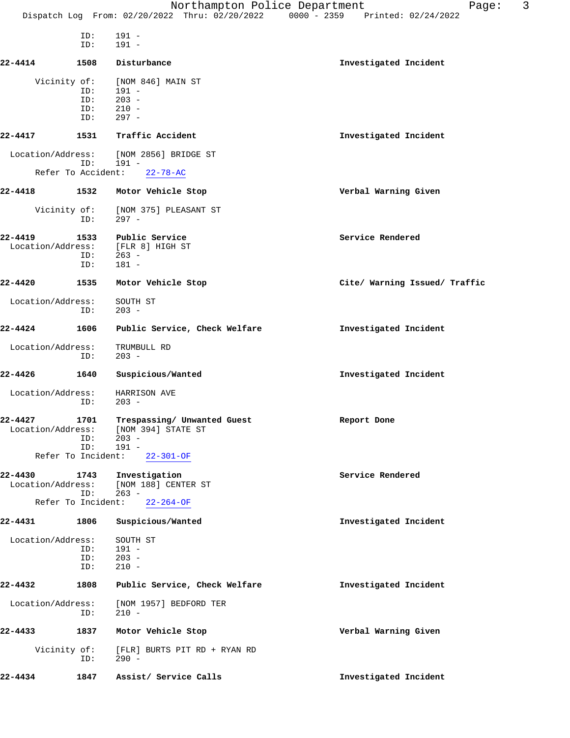ID: 191 -
ID: 191 -

**22-4414** 1508 **Disturbance** **Investigated Incident**

Vicinity of: [NOM 846] MAIN ST
ID: 191 -
ID: 203 -
ID: 210 -
ID: 297 -

**22-4417** 1531 **Traffic Accident** **Investigated Incident**

Location/Address: [NOM 2856] BRIDGE ST
ID: 191 -
Refer To Accident: 22-78-AC

**22-4418** 1532 **Motor Vehicle Stop** **Verbal Warning Given**

Vicinity of: [NOM 375] PLEASANT ST
ID: 297 -

**22-4419** 1533 **Public Service** **Service Rendered**
Location/Address: [FLR 8] HIGH ST
ID: 263 -
ID: 181 -

**22-4420** 1535 **Motor Vehicle Stop** **Cite/ Warning Issued/ Traffic**

Location/Address: SOUTH ST
ID: 203 -

**22-4424** 1606 **Public Service, Check Welfare** **Investigated Incident**

Location/Address: TRUMBULL RD
ID: 203 -

**22-4426** 1640 **Suspicious/Wanted** **Investigated Incident**

Location/Address: HARRISON AVE
ID: 203 -

**22-4427** 1701 **Trespassing/ Unwanted Guest** **Report Done**
Location/Address: [NOM 394] STATE ST
ID: 203 -
ID: 191 -
Refer To Incident: 22-301-OF

**22-4430** 1743 **Investigation** **Service Rendered**
Location/Address: [NOM 188] CENTER ST
ID: 263 -
Refer To Incident: 22-264-OF

**22-4431** 1806 **Suspicious/Wanted** **Investigated Incident**

Location/Address: SOUTH ST
ID: 191 -
ID: 203 -
ID: 210 -

**22-4432** 1808 **Public Service, Check Welfare** **Investigated Incident**

Location/Address: [NOM 1957] BEDFORD TER
ID: 210 -

**22-4433** 1837 **Motor Vehicle Stop** **Verbal Warning Given**

Vicinity of: [FLR] BURTS PIT RD + RYAN RD
ID: 290 -

**22-4434** 1847 **Assist/ Service Calls** **Investigated Incident**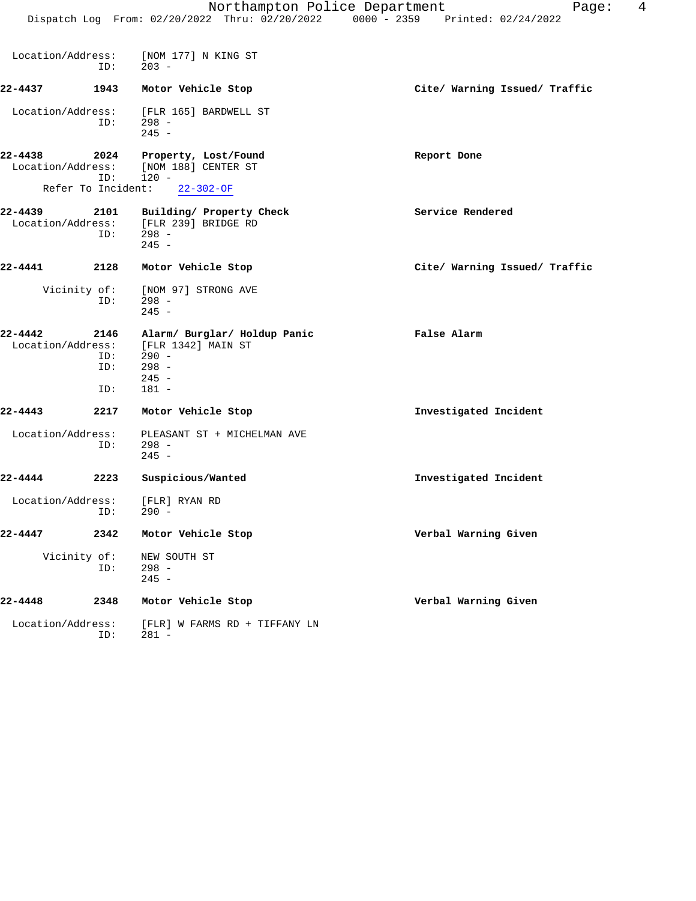Location/Address: [NOM 177] N KING ST
ID: 203 -

**22-4437 1943 Motor Vehicle Stop** — **Cite/ Warning Issued/ Traffic**

Location/Address: [FLR 165] BARDWELL ST
ID: 298 -
245 -

**22-4438 2024 Property, Lost/Found** — **Report Done**
Location/Address: [NOM 188] CENTER ST
ID: 120 -
Refer To Incident: 22-302-OF

**22-4439 2101 Building/ Property Check** — **Service Rendered**
Location/Address: [FLR 239] BRIDGE RD
ID: 298 -
245 -

**22-4441 2128 Motor Vehicle Stop** — **Cite/ Warning Issued/ Traffic**

Vicinity of: [NOM 97] STRONG AVE
ID: 298 -
245 -

**22-4442 2146 Alarm/ Burglar/ Holdup Panic** — **False Alarm**
Location/Address: [FLR 1342] MAIN ST
ID: 290 -
ID: 298 -
245 -
ID: 181 -

**22-4443 2217 Motor Vehicle Stop** — **Investigated Incident**

Location/Address: PLEASANT ST + MICHELMAN AVE
ID: 298 -
245 -

**22-4444 2223 Suspicious/Wanted** — **Investigated Incident**

Location/Address: [FLR] RYAN RD
ID: 290 -

**22-4447 2342 Motor Vehicle Stop** — **Verbal Warning Given**

Vicinity of: NEW SOUTH ST
ID: 298 -
245 -

**22-4448 2348 Motor Vehicle Stop** — **Verbal Warning Given**

Location/Address: [FLR] W FARMS RD + TIFFANY LN
ID: 281 -